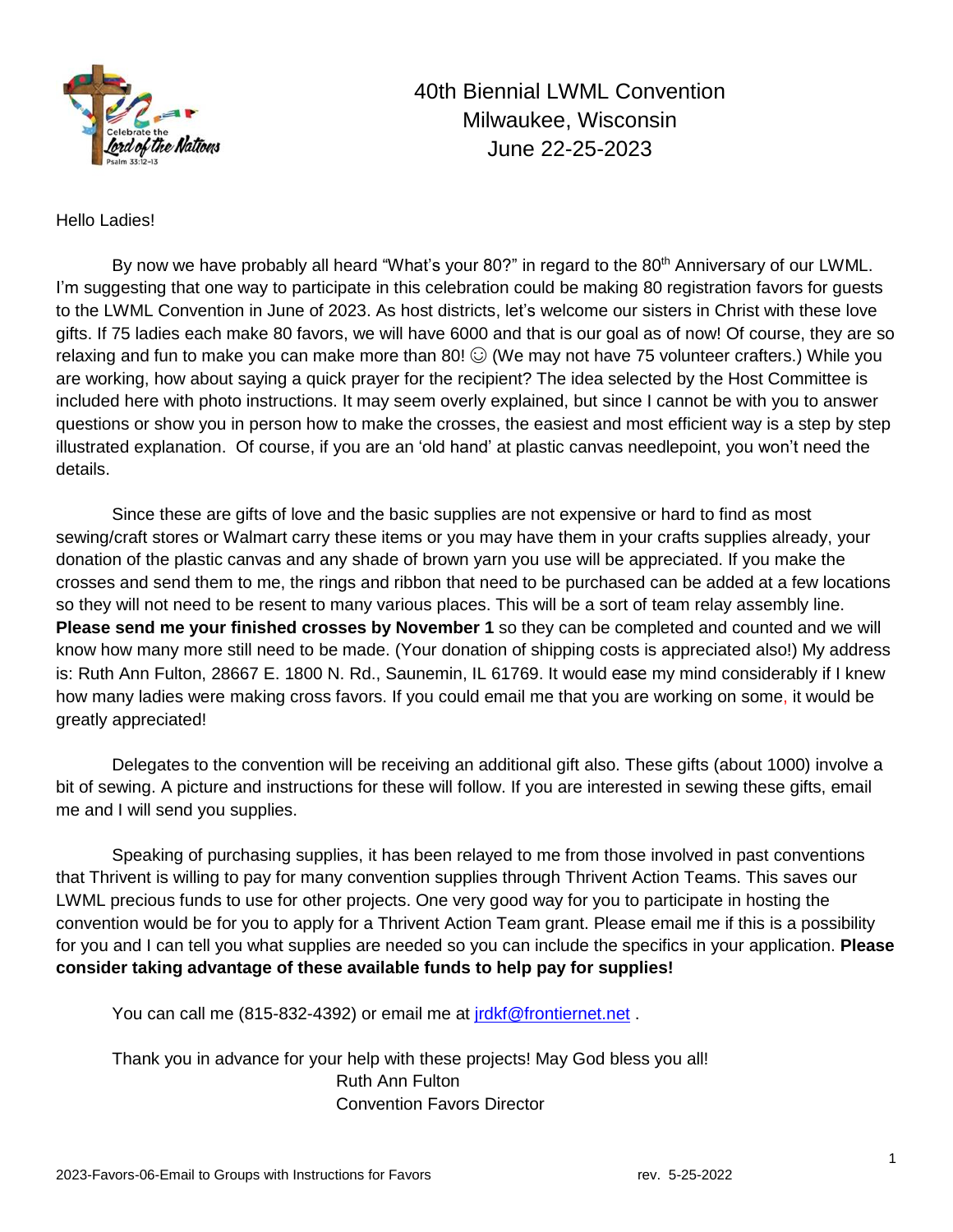# 40th Biennial LWML Convention
# Milwaukee, Wisconsin
# June 22-25-2023

Hello Ladies!

By now we have probably all heard "What's your 80?" in regard to the 80th Anniversary of our LWML. I'm suggesting that one way to participate in this celebration could be making 80 registration favors for guests to the LWML Convention in June of 2023. As host districts, let's welcome our sisters in Christ with these love gifts. If 75 ladies each make 80 favors, we will have 6000 and that is our goal as of now! Of course, they are so relaxing and fun to make you can make more than 80! ☺ (We may not have 75 volunteer crafters.) While you are working, how about saying a quick prayer for the recipient? The idea selected by the Host Committee is included here with photo instructions. It may seem overly explained, but since I cannot be with you to answer questions or show you in person how to make the crosses, the easiest and most efficient way is a step by step illustrated explanation. Of course, if you are an 'old hand' at plastic canvas needlepoint, you won't need the details.

Since these are gifts of love and the basic supplies are not expensive or hard to find as most sewing/craft stores or Walmart carry these items or you may have them in your crafts supplies already, your donation of the plastic canvas and any shade of brown yarn you use will be appreciated. If you make the crosses and send them to me, the rings and ribbon that need to be purchased can be added at a few locations so they will not need to be resent to many various places. This will be a sort of team relay assembly line. **Please send me your finished crosses by November 1** so they can be completed and counted and we will know how many more still need to be made. (Your donation of shipping costs is appreciated also!) My address is: Ruth Ann Fulton, 28667 E. 1800 N. Rd., Saunemin, IL 61769. It would ease my mind considerably if I knew how many ladies were making cross favors. If you could email me that you are working on some, it would be greatly appreciated!

Delegates to the convention will be receiving an additional gift also. These gifts (about 1000) involve a bit of sewing. A picture and instructions for these will follow. If you are interested in sewing these gifts, email me and I will send you supplies.

Speaking of purchasing supplies, it has been relayed to me from those involved in past conventions that Thrivent is willing to pay for many convention supplies through Thrivent Action Teams. This saves our LWML precious funds to use for other projects. One very good way for you to participate in hosting the convention would be for you to apply for a Thrivent Action Team grant. Please email me if this is a possibility for you and I can tell you what supplies are needed so you can include the specifics in your application. **Please consider taking advantage of these available funds to help pay for supplies!**

You can call me (815-832-4392) or email me at jrdkf@frontiernet.net .

Thank you in advance for your help with these projects! May God bless you all!

Ruth Ann Fulton
Convention Favors Director

2023-Favors-06-Email to Groups with Instructions for Favors rev. 5-25-2022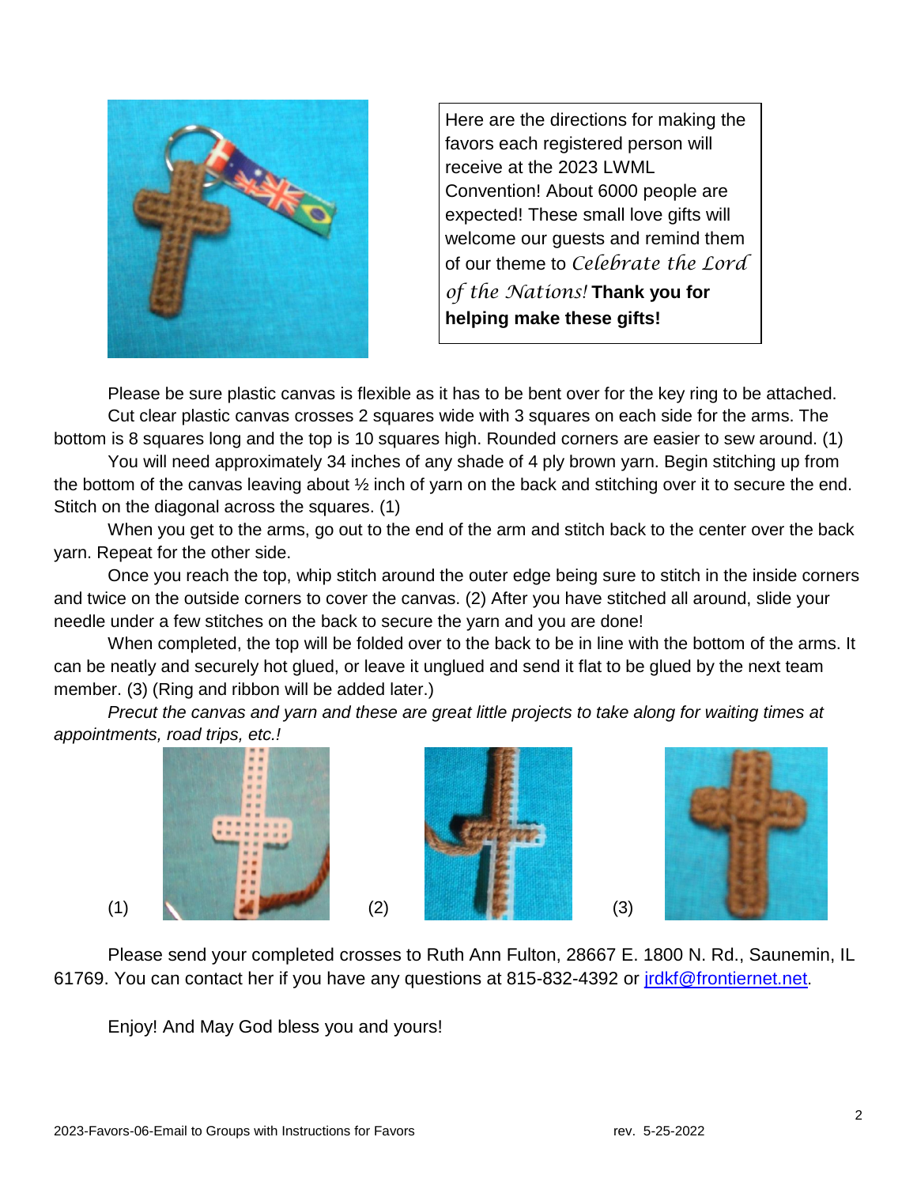Here are the directions for making the favors each registered person will receive at the 2023 LWML Convention! About 6000 people are expected! These small love gifts will welcome our guests and remind them of our theme to *Celebrate the Lord of the Nations!* **Thank you for helping make these gifts!**

Please be sure plastic canvas is flexible as it has to be bent over for the key ring to be attached.

Cut clear plastic canvas crosses 2 squares wide with 3 squares on each side for the arms. The bottom is 8 squares long and the top is 10 squares high. Rounded corners are easier to sew around. (1)

You will need approximately 34 inches of any shade of 4 ply brown yarn. Begin stitching up from the bottom of the canvas leaving about ½ inch of yarn on the back and stitching over it to secure the end. Stitch on the diagonal across the squares. (1)

When you get to the arms, go out to the end of the arm and stitch back to the center over the back yarn. Repeat for the other side.

Once you reach the top, whip stitch around the outer edge being sure to stitch in the inside corners and twice on the outside corners to cover the canvas. (2) After you have stitched all around, slide your needle under a few stitches on the back to secure the yarn and you are done!

When completed, the top will be folded over to the back to be in line with the bottom of the arms. It can be neatly and securely hot glued, or leave it unglued and send it flat to be glued by the next team member. (3) (Ring and ribbon will be added later.)

*Precut the canvas and yarn and these are great little projects to take along for waiting times at appointments, road trips, etc.!*

(1) (2) (3)

Please send your completed crosses to Ruth Ann Fulton, 28667 E. 1800 N. Rd., Saunemin, IL 61769. You can contact her if you have any questions at 815-832-4392 or [jrdkf@frontiernet.net](mailto:jrdkf@frontiernet.net).

Enjoy! And May God bless you and yours!

2023-Favors-06-Email to Groups with Instructions for Favors rev. 5-25-2022